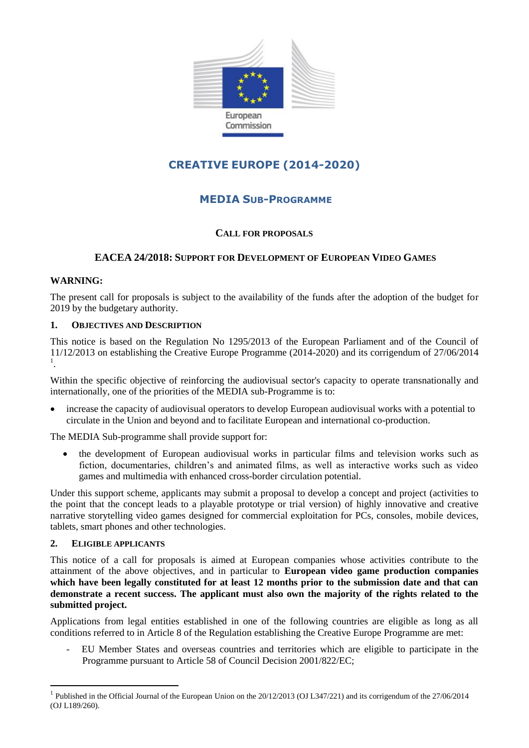European Commission

# CREATIVE EUROPE (2014-2020)

## MEDIA SUB-PROGRAMME

### CALL FOR PROPOSALS

### EACEA 24/2018: SUPPORT FOR DEVELOPMENT OF EUROPEAN VIDEO GAMES

**WARNING:**

The present call for proposals is subject to the availability of the funds after the adoption of the budget for 2019 by the budgetary authority.

#### 1. OBJECTIVES AND DESCRIPTION

This notice is based on the Regulation No 1295/2013 of the European Parliament and of the Council of 11/12/2013 on establishing the Creative Europe Programme (2014-2020) and its corrigendum of 27/06/2014 [1].

Within the specific objective of reinforcing the audiovisual sector's capacity to operate transnationally and internationally, one of the priorities of the MEDIA sub-Programme is to:

- increase the capacity of audiovisual operators to develop European audiovisual works with a potential to circulate in the Union and beyond and to facilitate European and international co-production.

The MEDIA Sub-programme shall provide support for:

- the development of European audiovisual works in particular films and television works such as fiction, documentaries, children's and animated films, as well as interactive works such as video games and multimedia with enhanced cross-border circulation potential.

Under this support scheme, applicants may submit a proposal to develop a concept and project (activities to the point that the concept leads to a playable prototype or trial version) of highly innovative and creative narrative storytelling video games designed for commercial exploitation for PCs, consoles, mobile devices, tablets, smart phones and other technologies.

#### 2. ELIGIBLE APPLICANTS

This notice of a call for proposals is aimed at European companies whose activities contribute to the attainment of the above objectives, and in particular to **European video game production companies which have been legally constituted for at least 12 months prior to the submission date and that can demonstrate a recent success. The applicant must also own the majority of the rights related to the submitted project.**

Applications from legal entities established in one of the following countries are eligible as long as all conditions referred to in Article 8 of the Regulation establishing the Creative Europe Programme are met:

- EU Member States and overseas countries and territories which are eligible to participate in the Programme pursuant to Article 58 of Council Decision 2001/822/EC;

---

[1] Published in the Official Journal of the European Union on the 20/12/2013 (OJ L347/221) and its corrigendum of the 27/06/2014 (OJ L189/260).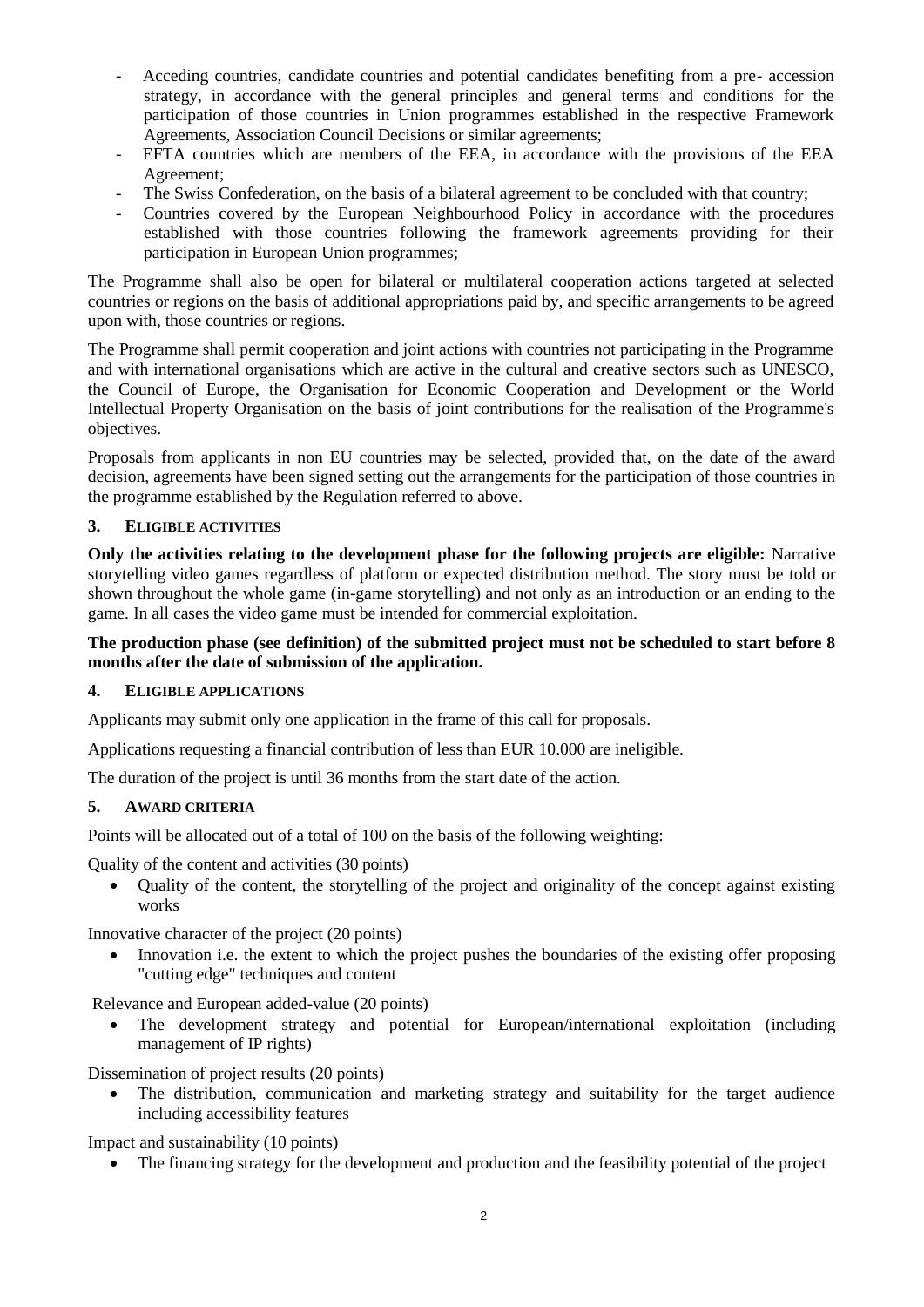- Acceding countries, candidate countries and potential candidates benefiting from a pre- accession strategy, in accordance with the general principles and general terms and conditions for the participation of those countries in Union programmes established in the respective Framework Agreements, Association Council Decisions or similar agreements;
- EFTA countries which are members of the EEA, in accordance with the provisions of the EEA Agreement;
- The Swiss Confederation, on the basis of a bilateral agreement to be concluded with that country;
- Countries covered by the European Neighbourhood Policy in accordance with the procedures established with those countries following the framework agreements providing for their participation in European Union programmes;

The Programme shall also be open for bilateral or multilateral cooperation actions targeted at selected countries or regions on the basis of additional appropriations paid by, and specific arrangements to be agreed upon with, those countries or regions.

The Programme shall permit cooperation and joint actions with countries not participating in the Programme and with international organisations which are active in the cultural and creative sectors such as UNESCO, the Council of Europe, the Organisation for Economic Cooperation and Development or the World Intellectual Property Organisation on the basis of joint contributions for the realisation of the Programme's objectives.

Proposals from applicants in non EU countries may be selected, provided that, on the date of the award decision, agreements have been signed setting out the arrangements for the participation of those countries in the programme established by the Regulation referred to above.

## 3. ELIGIBLE ACTIVITIES

**Only the activities relating to the development phase for the following projects are eligible:** Narrative storytelling video games regardless of platform or expected distribution method. The story must be told or shown throughout the whole game (in-game storytelling) and not only as an introduction or an ending to the game. In all cases the video game must be intended for commercial exploitation.

**The production phase (see definition) of the submitted project must not be scheduled to start before 8 months after the date of submission of the application.**

## 4. ELIGIBLE APPLICATIONS

Applicants may submit only one application in the frame of this call for proposals.

Applications requesting a financial contribution of less than EUR 10.000 are ineligible.

The duration of the project is until 36 months from the start date of the action.

## 5. AWARD CRITERIA

Points will be allocated out of a total of 100 on the basis of the following weighting:

Quality of the content and activities (30 points)

- Quality of the content, the storytelling of the project and originality of the concept against existing works

Innovative character of the project (20 points)

- Innovation i.e. the extent to which the project pushes the boundaries of the existing offer proposing "cutting edge" techniques and content

Relevance and European added-value (20 points)

- The development strategy and potential for European/international exploitation (including management of IP rights)

Dissemination of project results (20 points)

- The distribution, communication and marketing strategy and suitability for the target audience including accessibility features

Impact and sustainability (10 points)

- The financing strategy for the development and production and the feasibility potential of the project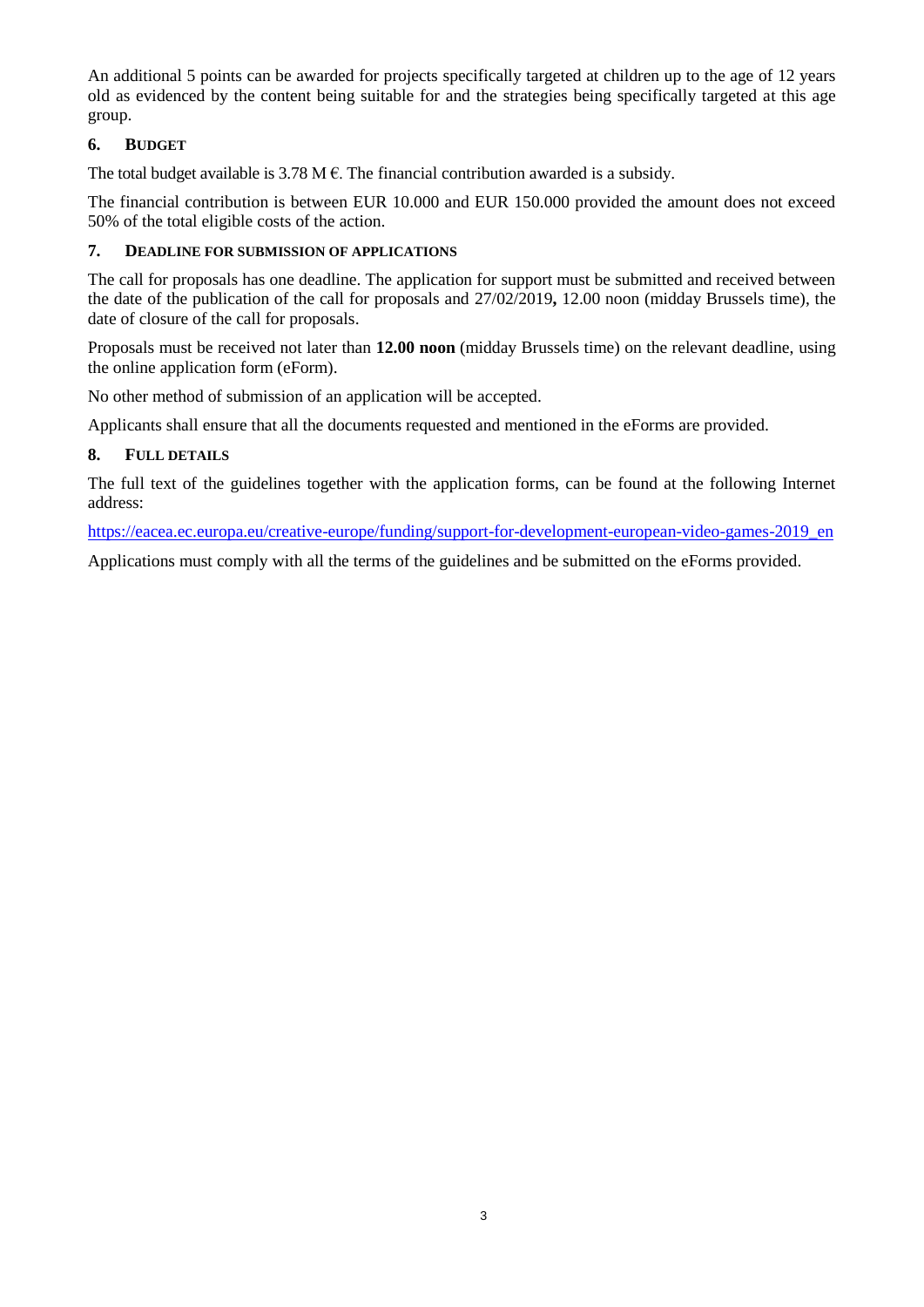An additional 5 points can be awarded for projects specifically targeted at children up to the age of 12 years old as evidenced by the content being suitable for and the strategies being specifically targeted at this age group.

## 6. BUDGET

The total budget available is 3.78 M €. The financial contribution awarded is a subsidy.

The financial contribution is between EUR 10.000 and EUR 150.000 provided the amount does not exceed 50% of the total eligible costs of the action.

## 7. DEADLINE FOR SUBMISSION OF APPLICATIONS

The call for proposals has one deadline. The application for support must be submitted and received between the date of the publication of the call for proposals and 27/02/2019**,** 12.00 noon (midday Brussels time), the date of closure of the call for proposals.

Proposals must be received not later than **12.00 noon** (midday Brussels time) on the relevant deadline, using the online application form (eForm).

No other method of submission of an application will be accepted.

Applicants shall ensure that all the documents requested and mentioned in the eForms are provided.

## 8. FULL DETAILS

The full text of the guidelines together with the application forms, can be found at the following Internet address:

https://eacea.ec.europa.eu/creative-europe/funding/support-for-development-european-video-games-2019_en

Applications must comply with all the terms of the guidelines and be submitted on the eForms provided.